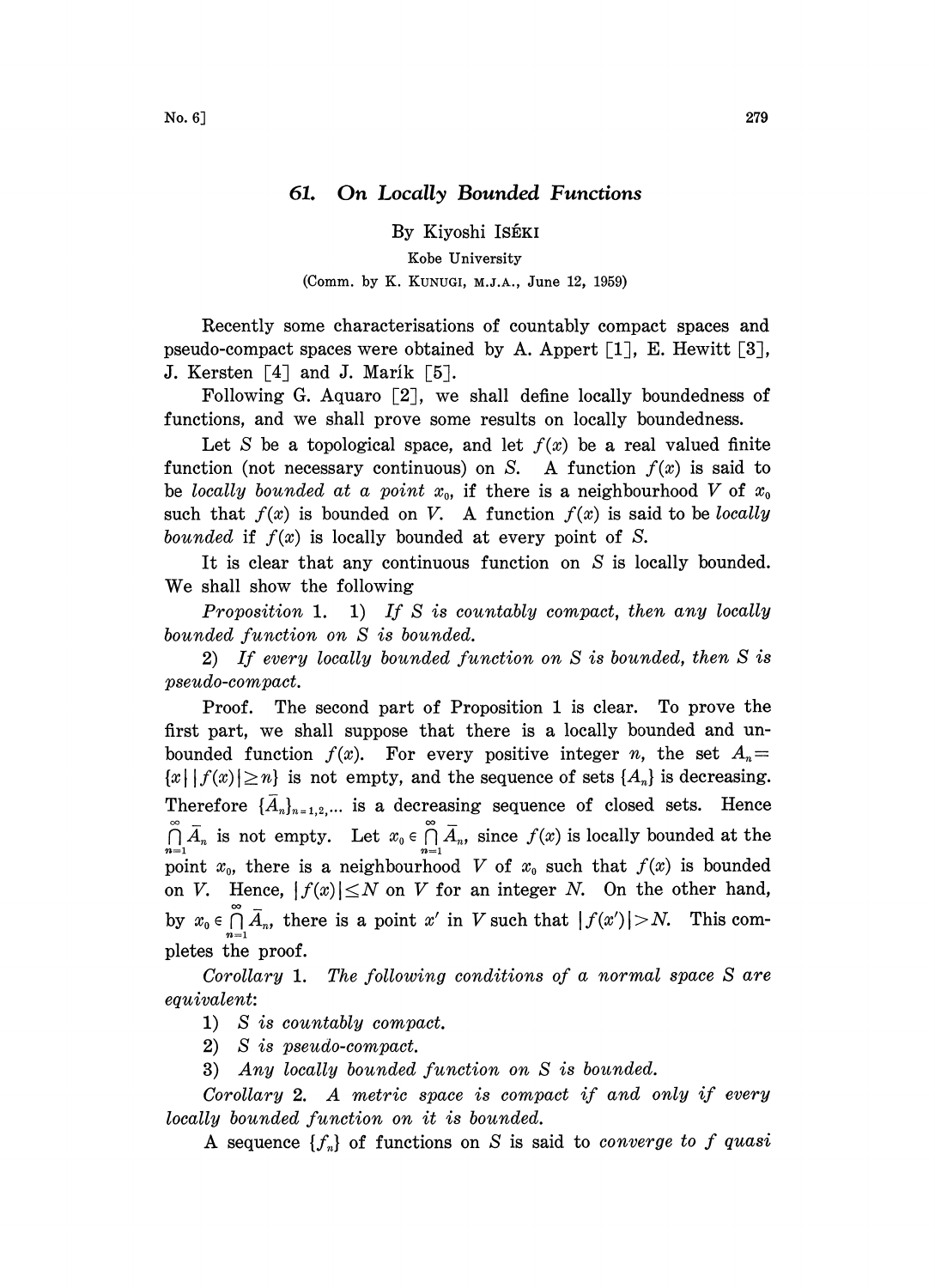# 61. *On Locally Bounded Functions*

By Kiyoshi ISÉKI

Kobe University

(Comm. by K. KUNUGI, M.J.A., June 12, 1959)

Recently some characterisations of countably compact spaces and pseudo-compact spaces were obtained by A. Appert [1], E. Hewitt [3], J. Kersten [4] and J. Marík [5].

Following G. Aquaro [2], we shall define locally boundedness of functions, and we shall prove some results on locally boundedness.

Let $S$ be a topological space, and let $f(x)$ be a real valued finite function (not necessary continuous) on $S$. A function $f(x)$ is said to be *locally bounded at a point* $x_0$, if there is a neighbourhood $V$ of $x_0$ such that $f(x)$ is bounded on $V$. A function $f(x)$ is said to be *locally bounded* if $f(x)$ is locally bounded at every point of $S$.

It is clear that any continuous function on $S$ is locally bounded. We shall show the following

*Proposition* 1. 1) *If $S$ is countably compact, then any locally bounded function on $S$ is bounded.*

2) *If every locally bounded function on $S$ is bounded, then $S$ is pseudo-compact.*

Proof. The second part of Proposition 1 is clear. To prove the first part, we shall suppose that there is a locally bounded and unbounded function $f(x)$. For every positive integer $n$, the set $A_n = \{x \mid |f(x)| \geq n\}$ is not empty, and the sequence of sets $\{A_n\}$ is decreasing. Therefore $\{\bar{A}_n\}_{n=1,2,\ldots}$ is a decreasing sequence of closed sets. Hence $\bigcap_{n=1}^{\infty} \bar{A}_n$ is not empty. Let $x_0 \in \bigcap_{n=1}^{\infty} \bar{A}_n$, since $f(x)$ is locally bounded at the point $x_0$, there is a neighbourhood $V$ of $x_0$ such that $f(x)$ is bounded on $V$. Hence, $|f(x)| \leq N$ on $V$ for an integer $N$. On the other hand, by $x_0 \in \bigcap_{n=1}^{\infty} \bar{A}_n$, there is a point $x'$ in $V$ such that $|f(x')| > N$. This completes the proof.

*Corollary* 1. *The following conditions of a normal space $S$ are equivalent:*

1) *$S$ is countably compact.*

2) *$S$ is pseudo-compact.*

3) *Any locally bounded function on $S$ is bounded.*

*Corollary* 2. *A metric space is compact if and only if every locally bounded function on it is bounded.*

A sequence $\{f_n\}$ of functions on $S$ is said to *converge to $f$ quasi*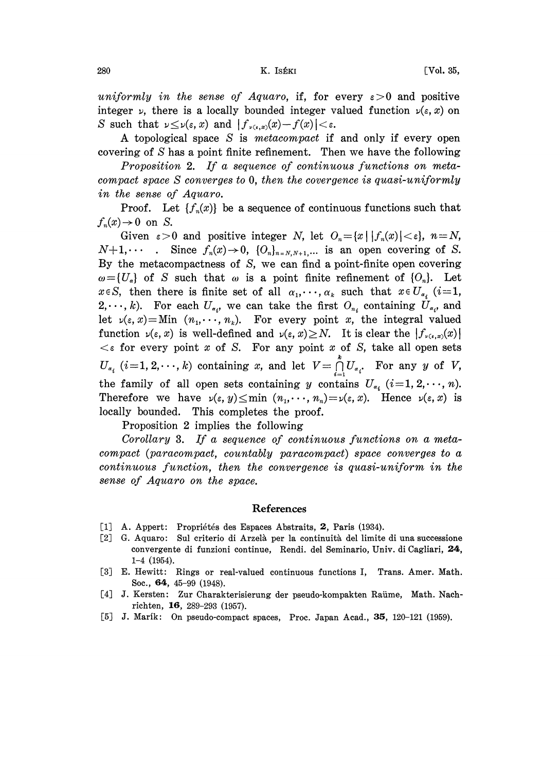*uniformly in the sense of Aquaro*, if, for every $\varepsilon>0$ and positive integer $\nu$, there is a locally bounded integer valued function $\nu(\varepsilon, x)$ on $S$ such that $\nu\leq\nu(\varepsilon, x)$ and $|f_{\nu(\varepsilon,x)}(x)-f(x)|<\varepsilon$.

A topological space $S$ is *metacompact* if and only if every open covering of $S$ has a point finite refinement. Then we have the following

*Proposition* 2. *If a sequence of continuous functions on metacompact space $S$ converges to 0, then the covergence is quasi-uniformly in the sense of Aquaro.*

Proof. Let $\{f_n(x)\}$ be a sequence of continuous functions such that $f_n(x)\to 0$ on $S$.

Given $\varepsilon>0$ and positive integer $N$, let $O_n=\{x\,|\,|f_n(x)|<\varepsilon\}$, $n=N, N+1,\cdots$ . Since $f_n(x)\to 0$, $\{O_n\}_{n=N,N+1,\dots}$ is an open covering of $S$. By the metacompactness of $S$, we can find a point-finite open covering $\omega=\{U_\alpha\}$ of $S$ such that $\omega$ is a point finite refinement of $\{O_n\}$. Let $x\in S$, then there is finite set of all $\alpha_1,\cdots,\alpha_k$ such that $x\in U_{\alpha_i}$ $(i=1, 2,\cdots,k)$. For each $U_{\alpha_i}$, we can take the first $O_{n_i}$ containing $U_{\alpha_i}$, and let $\nu(\varepsilon, x)=\text{Min }(n_1,\cdots,n_k)$. For every point $x$, the integral valued function $\nu(\varepsilon, x)$ is well-defined and $\nu(\varepsilon, x)\geq N$. It is clear the $|f_{\nu(\varepsilon,x)}(x)|<\varepsilon$ for every point $x$ of $S$. For any point $x$ of $S$, take all open sets $U_{\alpha_i}$ $(i=1, 2,\cdots,k)$ containing $x$, and let $V=\bigcap_{i=1}^{k}U_{\alpha_i}$. For any $y$ of $V$, the family of all open sets containing $y$ contains $U_{\alpha_i}$ $(i=1, 2,\cdots,n)$. Therefore we have $\nu(\varepsilon, y)\leq\min\,(n_1,\cdots,n_n)=\nu(\varepsilon, x)$. Hence $\nu(\varepsilon, x)$ is locally bounded. This completes the proof.

Proposition 2 implies the following

*Corollary* 3. *If a sequence of continuous functions on a metacompact (paracompact, countably paracompact) space converges to a continuous function, then the convergence is quasi-uniform in the sense of Aquaro on the space.*

## References

[1] A. Appert: Propriétés des Espaces Abstraits, **2**, Paris (1934).

[2] G. Aquaro: Sul criterio di Arzelà per la continuità del limite di una successione convergente di funzioni continue, Rendi. del Seminario, Univ. di Cagliari, **24**, 1–4 (1954).

[3] E. Hewitt: Rings or real-valued continuous functions I, Trans. Amer. Math. Soc., **64**, 45–99 (1948).

[4] J. Kersten: Zur Charakterisierung der pseudo-kompakten Raüme, Math. Nachrichten, **16**, 289–293 (1957).

[5] J. Marík: On pseudo-compact spaces, Proc. Japan Acad., **35**, 120–121 (1959).